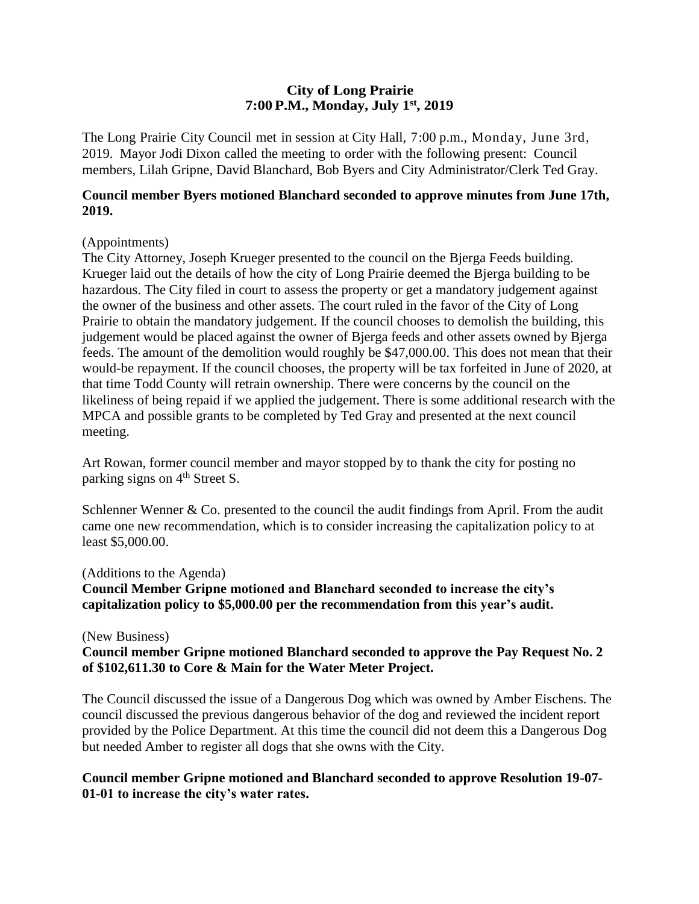# City of Long Prairie
## 7:00 P.M., Monday, July 1st, 2019

The Long Prairie City Council met in session at City Hall, 7:00 p.m., Monday, June 3rd, 2019. Mayor Jodi Dixon called the meeting to order with the following present: Council members, Lilah Gripne, David Blanchard, Bob Byers and City Administrator/Clerk Ted Gray.

**Council member Byers motioned Blanchard seconded to approve minutes from June 17th, 2019.**

(Appointments)

The City Attorney, Joseph Krueger presented to the council on the Bjerga Feeds building. Krueger laid out the details of how the city of Long Prairie deemed the Bjerga building to be hazardous. The City filed in court to assess the property or get a mandatory judgement against the owner of the business and other assets. The court ruled in the favor of the City of Long Prairie to obtain the mandatory judgement. If the council chooses to demolish the building, this judgement would be placed against the owner of Bjerga feeds and other assets owned by Bjerga feeds. The amount of the demolition would roughly be $47,000.00. This does not mean that their would-be repayment. If the council chooses, the property will be tax forfeited in June of 2020, at that time Todd County will retrain ownership. There were concerns by the council on the likeliness of being repaid if we applied the judgement. There is some additional research with the MPCA and possible grants to be completed by Ted Gray and presented at the next council meeting.

Art Rowan, former council member and mayor stopped by to thank the city for posting no parking signs on 4th Street S.

Schlenner Wenner & Co. presented to the council the audit findings from April. From the audit came one new recommendation, which is to consider increasing the capitalization policy to at least $5,000.00.

(Additions to the Agenda)

**Council Member Gripne motioned and Blanchard seconded to increase the city's capitalization policy to $5,000.00 per the recommendation from this year's audit.**

(New Business)

**Council member Gripne motioned Blanchard seconded to approve the Pay Request No. 2 of $102,611.30 to Core & Main for the Water Meter Project.**

The Council discussed the issue of a Dangerous Dog which was owned by Amber Eischens. The council discussed the previous dangerous behavior of the dog and reviewed the incident report provided by the Police Department. At this time the council did not deem this a Dangerous Dog but needed Amber to register all dogs that she owns with the City.

**Council member Gripne motioned and Blanchard seconded to approve Resolution 19-07-01-01 to increase the city's water rates.**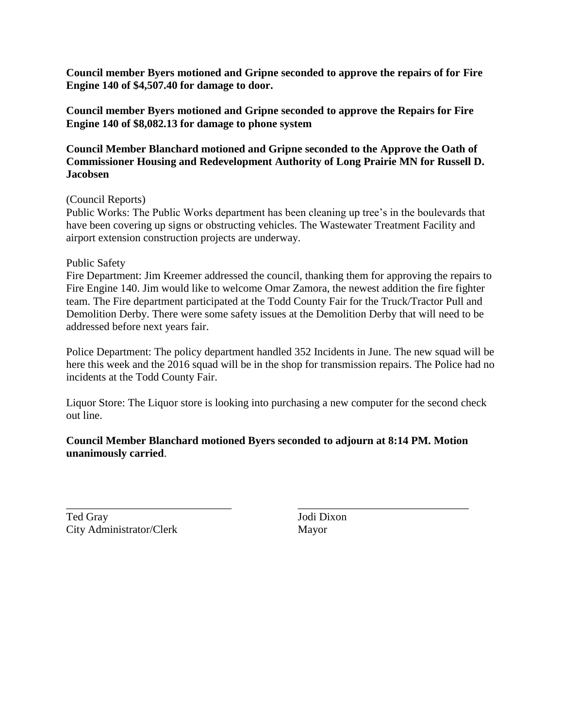**Council member Byers motioned and Gripne seconded to approve the repairs of for Fire Engine 140 of $4,507.40 for damage to door.**

**Council member Byers motioned and Gripne seconded to approve the Repairs for Fire Engine 140 of $8,082.13 for damage to phone system**

**Council Member Blanchard motioned and Gripne seconded to the Approve the Oath of Commissioner Housing and Redevelopment Authority of Long Prairie MN for Russell D. Jacobsen**

(Council Reports)
Public Works: The Public Works department has been cleaning up tree's in the boulevards that have been covering up signs or obstructing vehicles. The Wastewater Treatment Facility and airport extension construction projects are underway.

Public Safety
Fire Department: Jim Kreemer addressed the council, thanking them for approving the repairs to Fire Engine 140. Jim would like to welcome Omar Zamora, the newest addition the fire fighter team. The Fire department participated at the Todd County Fair for the Truck/Tractor Pull and Demolition Derby. There were some safety issues at the Demolition Derby that will need to be addressed before next years fair.

Police Department: The policy department handled 352 Incidents in June. The new squad will be here this week and the 2016 squad will be in the shop for transmission repairs. The Police had no incidents at the Todd County Fair.

Liquor Store: The Liquor store is looking into purchasing a new computer for the second check out line.

**Council Member Blanchard motioned Byers seconded to adjourn at 8:14 PM. Motion unanimously carried**.

| | |
|---|---|
| \_\_\_\_\_\_\_\_\_\_\_\_\_\_\_\_\_\_\_\_\_\_\_\_\_\_\_\_\_\_ | \_\_\_\_\_\_\_\_\_\_\_\_\_\_\_\_\_\_\_\_\_\_\_\_\_\_\_\_\_\_ |
| Ted Gray | Jodi Dixon |
| City Administrator/Clerk | Mayor |